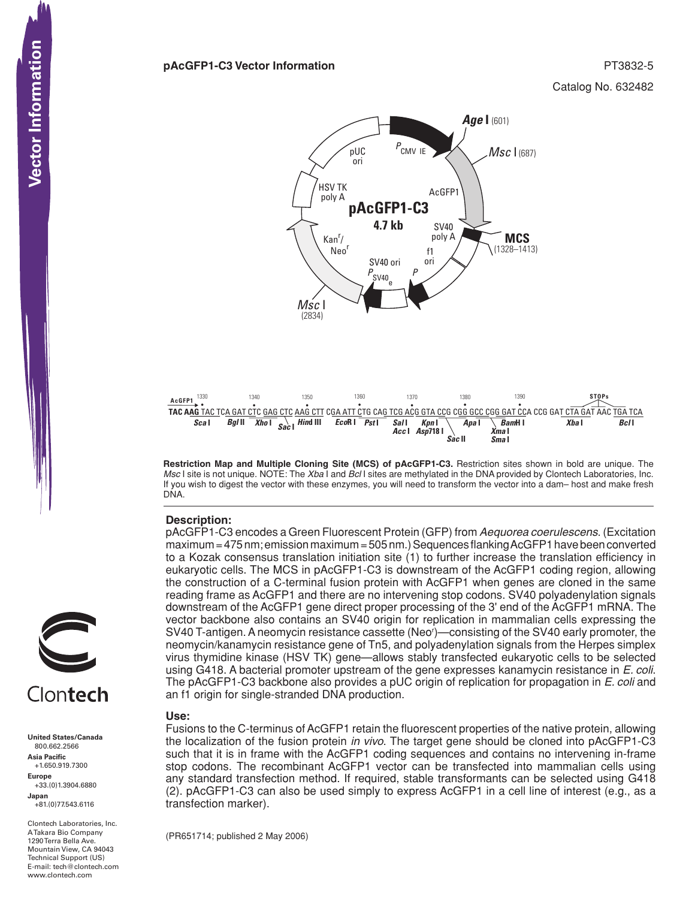**pAcGFP1-C3 Vector Information**

PT3832-5

Catalog No. 632482

pAcGFP1-C3
4.7 kb

Age I (601)
Msc I (687)
MCS (1328–1413)
Msc I (2834)

$P_{CMV\ IE}$ · AcGFP1 · SV40 poly A · f1 ori · P · $P_{SV40\ e}$ · SV40 ori · $Kan^r$/$Neo^r$ · HSV TK poly A · pUC ori

```
AcGFP1  1330       1340       1350       1360       1370       1380       1390                  STOPs
TAC AAG TAC TCA GAT CTC GAG CTC AAG CTT CGA ATT CTG CAG TCG ACG GTA CCG CGG GCC CGG GAT CCA CCG GAT CTA GAT AAC TGA TCA
        Sca I   Bgl II  Xho I  Sac I  Hind III  EcoR I  Pst I  Sal I  Kpn I     Apa I   BamH I       Xba I       Bcl I
                                                              Acc I  Asp718 I          Xma I
                                                                          Sac II       Sma I
```

**Restriction Map and Multiple Cloning Site (MCS) of pAcGFP1-C3.** Restriction sites shown in bold are unique. The *Msc* I site is not unique. NOTE: The *Xba* I and *Bcl* I sites are methylated in the DNA provided by Clontech Laboratories, Inc. If you wish to digest the vector with these enzymes, you will need to transform the vector into a dam– host and make fresh DNA.

## Description:

pAcGFP1-C3 encodes a Green Fluorescent Protein (GFP) from *Aequorea coerulescens*. (Excitation maximum = 475 nm; emission maximum = 505 nm.) Sequences flanking AcGFP1 have been converted to a Kozak consensus translation initiation site (1) to further increase the translation efficiency in eukaryotic cells. The MCS in pAcGFP1-C3 is downstream of the AcGFP1 coding region, allowing the construction of a C-terminal fusion protein with AcGFP1 when genes are cloned in the same reading frame as AcGFP1 and there are no intervening stop codons. SV40 polyadenylation signals downstream of the AcGFP1 gene direct proper processing of the 3' end of the AcGFP1 mRNA. The vector backbone also contains an SV40 origin for replication in mammalian cells expressing the SV40 T-antigen. A neomycin resistance cassette ($Neo^r$)—consisting of the SV40 early promoter, the neomycin/kanamycin resistance gene of Tn5, and polyadenylation signals from the Herpes simplex virus thymidine kinase (HSV TK) gene—allows stably transfected eukaryotic cells to be selected using G418. A bacterial promoter upstream of the gene expresses kanamycin resistance in *E. coli*. The pAcGFP1-C3 backbone also provides a pUC origin of replication for propagation in *E. coli* and an f1 origin for single-stranded DNA production.

## Use:

Fusions to the C-terminus of AcGFP1 retain the fluorescent properties of the native protein, allowing the localization of the fusion protein *in vivo*. The target gene should be cloned into pAcGFP1-C3 such that it is in frame with the AcGFP1 coding sequences and contains no intervening in-frame stop codons. The recombinant AcGFP1 vector can be transfected into mammalian cells using any standard transfection method. If required, stable transformants can be selected using G418 (2). pAcGFP1-C3 can also be used simply to express AcGFP1 in a cell line of interest (e.g., as a transfection marker).

(PR651714; published 2 May 2006)

Clontech

**United States/Canada**
800.662.2566
**Asia Pacific**
+1.650.919.7300
**Europe**
+33.(0)1.3904.6880
**Japan**
+81.(0)77.543.6116

Clontech Laboratories, Inc.
A Takara Bio Company
1290 Terra Bella Ave.
Mountain View, CA 94043
Technical Support (US)
E-mail: tech@clontech.com
www.clontech.com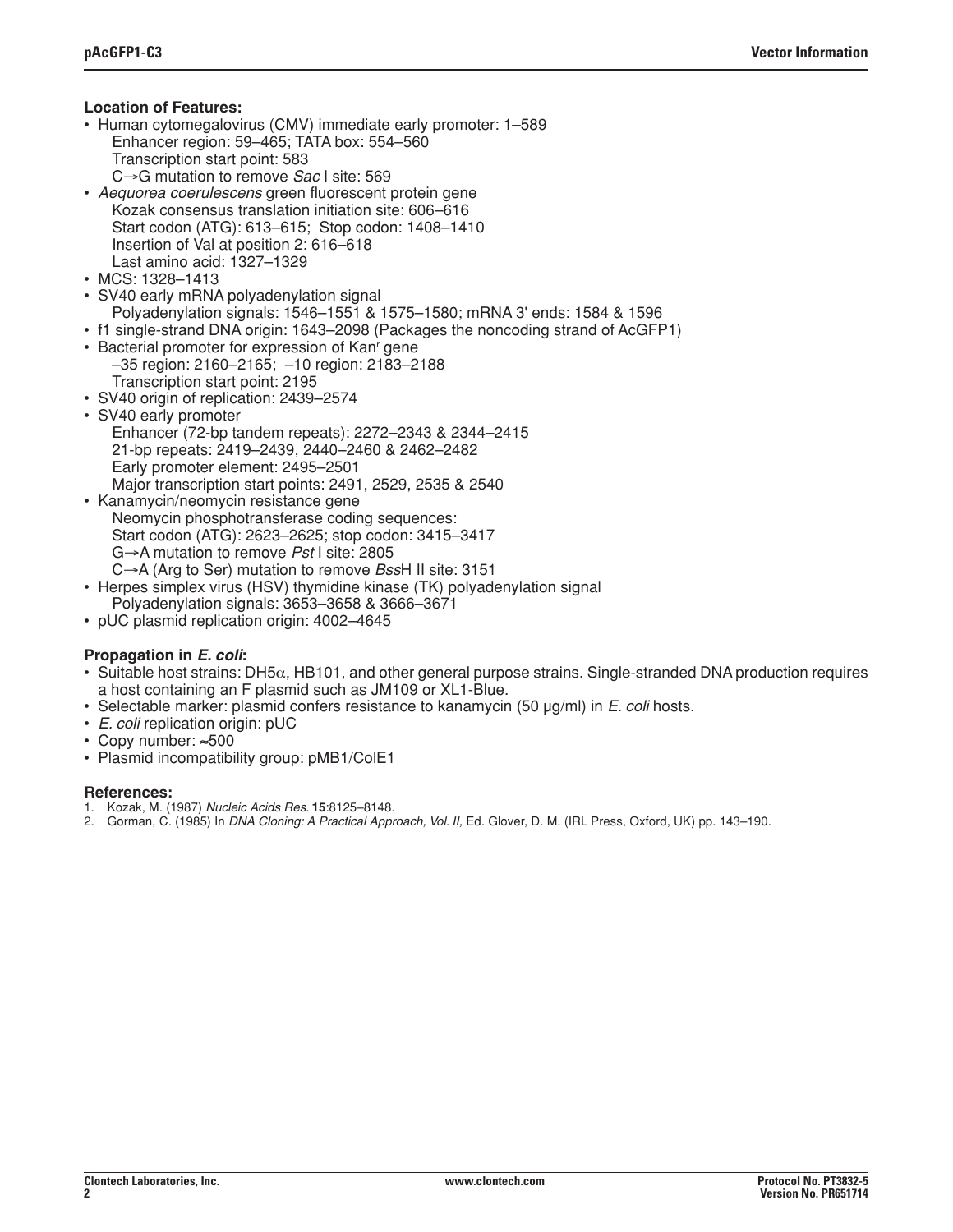**Location of Features:**

- Human cytomegalovirus (CMV) immediate early promoter: 1–589
    - Enhancer region: 59–465; TATA box: 554–560
    - Transcription start point: 583
    - C→G mutation to remove *Sac* I site: 569
- *Aequorea coerulescens* green fluorescent protein gene
    - Kozak consensus translation initiation site: 606–616
    - Start codon (ATG): 613–615; Stop codon: 1408–1410
    - Insertion of Val at position 2: 616–618
    - Last amino acid: 1327–1329
- MCS: 1328–1413
- SV40 early mRNA polyadenylation signal
    - Polyadenylation signals: 1546–1551 & 1575–1580; mRNA 3' ends: 1584 & 1596
- f1 single-strand DNA origin: 1643–2098 (Packages the noncoding strand of AcGFP1)
- Bacterial promoter for expression of Kan$^r$ gene
    - –35 region: 2160–2165; –10 region: 2183–2188
    - Transcription start point: 2195
- SV40 origin of replication: 2439–2574
- SV40 early promoter
    - Enhancer (72-bp tandem repeats): 2272–2343 & 2344–2415
    - 21-bp repeats: 2419–2439, 2440–2460 & 2462–2482
    - Early promoter element: 2495–2501
    - Major transcription start points: 2491, 2529, 2535 & 2540
- Kanamycin/neomycin resistance gene
    - Neomycin phosphotransferase coding sequences:
    - Start codon (ATG): 2623–2625; stop codon: 3415–3417
    - G→A mutation to remove *Pst* I site: 2805
    - C→A (Arg to Ser) mutation to remove *Bss*H II site: 3151
- Herpes simplex virus (HSV) thymidine kinase (TK) polyadenylation signal
    - Polyadenylation signals: 3653–3658 & 3666–3671
- pUC plasmid replication origin: 4002–4645

**Propagation in *E. coli*:**

- Suitable host strains: DH5α, HB101, and other general purpose strains. Single-stranded DNA production requires a host containing an F plasmid such as JM109 or XL1-Blue.
- Selectable marker: plasmid confers resistance to kanamycin (50 µg/ml) in *E. coli* hosts.
- *E. coli* replication origin: pUC
- Copy number: ≈500
- Plasmid incompatibility group: pMB1/ColE1

**References:**

1. Kozak, M. (1987) *Nucleic Acids Res.* **15**:8125–8148.
2. Gorman, C. (1985) In *DNA Cloning: A Practical Approach, Vol. II,* Ed. Glover, D. M. (IRL Press, Oxford, UK) pp. 143–190.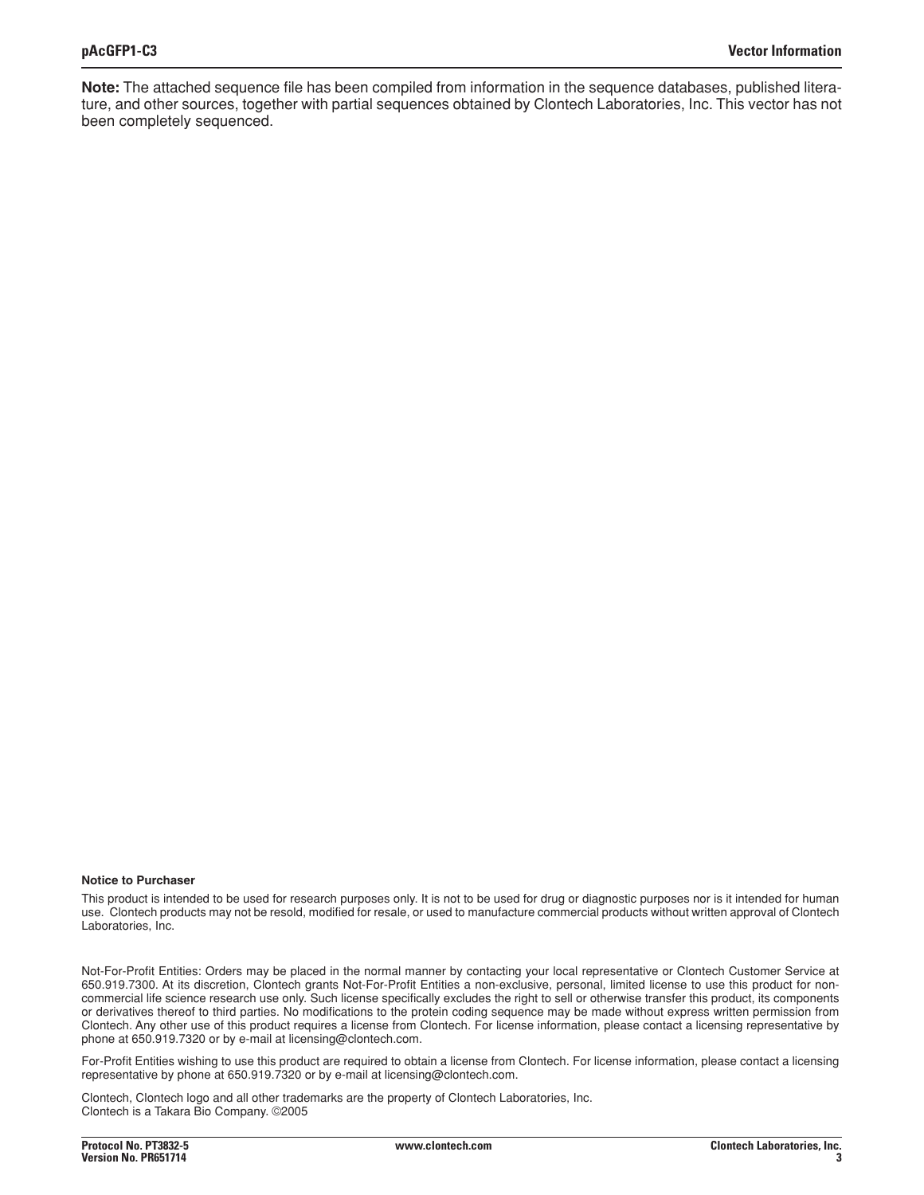**Note:** The attached sequence file has been compiled from information in the sequence databases, published literature, and other sources, together with partial sequences obtained by Clontech Laboratories, Inc. This vector has not been completely sequenced.

**Notice to Purchaser**

This product is intended to be used for research purposes only. It is not to be used for drug or diagnostic purposes nor is it intended for human use. Clontech products may not be resold, modified for resale, or used to manufacture commercial products without written approval of Clontech Laboratories, Inc.

Not-For-Profit Entities: Orders may be placed in the normal manner by contacting your local representative or Clontech Customer Service at 650.919.7300. At its discretion, Clontech grants Not-For-Profit Entities a non-exclusive, personal, limited license to use this product for non-commercial life science research use only. Such license specifically excludes the right to sell or otherwise transfer this product, its components or derivatives thereof to third parties. No modifications to the protein coding sequence may be made without express written permission from Clontech. Any other use of this product requires a license from Clontech. For license information, please contact a licensing representative by phone at 650.919.7320 or by e-mail at licensing@clontech.com.

For-Profit Entities wishing to use this product are required to obtain a license from Clontech. For license information, please contact a licensing representative by phone at 650.919.7320 or by e-mail at licensing@clontech.com.

Clontech, Clontech logo and all other trademarks are the property of Clontech Laboratories, Inc.
Clontech is a Takara Bio Company. ©2005